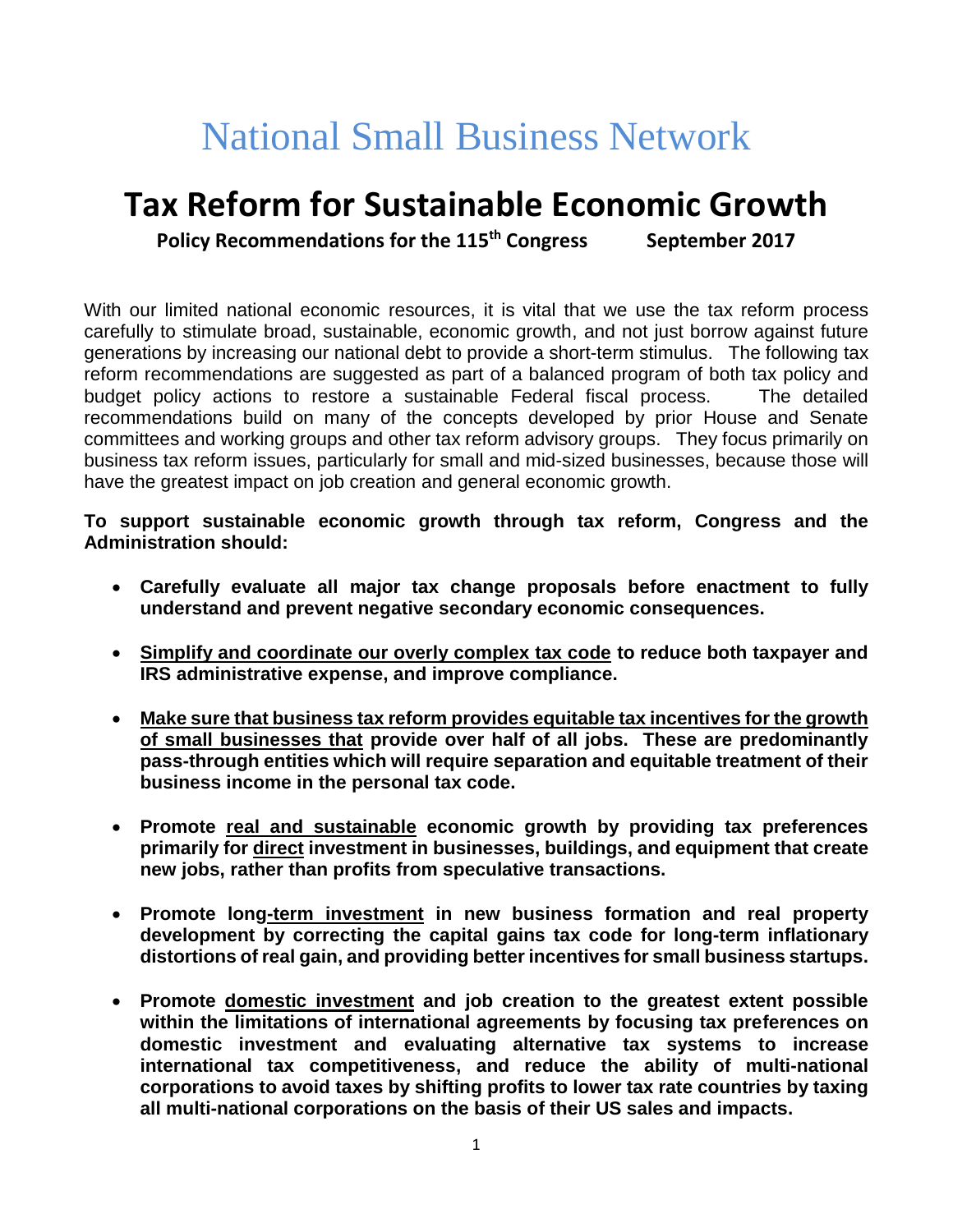# National Small Business Network

## Tax Reform for Sustainable Economic Growth

**Policy Recommendations for the 115th Congress September 2017**

With our limited national economic resources, it is vital that we use the tax reform process carefully to stimulate broad, sustainable, economic growth, and not just borrow against future generations by increasing our national debt to provide a short-term stimulus. The following tax reform recommendations are suggested as part of a balanced program of both tax policy and budget policy actions to restore a sustainable Federal fiscal process. The detailed recommendations build on many of the concepts developed by prior House and Senate committees and working groups and other tax reform advisory groups. They focus primarily on business tax reform issues, particularly for small and mid-sized businesses, because those will have the greatest impact on job creation and general economic growth.

**To support sustainable economic growth through tax reform, Congress and the Administration should:**

- **Carefully evaluate all major tax change proposals before enactment to fully understand and prevent negative secondary economic consequences.**
- **Simplify and coordinate our overly complex tax code to reduce both taxpayer and IRS administrative expense, and improve compliance.**
- **Make sure that business tax reform provides equitable tax incentives for the growth of small businesses that provide over half of all jobs. These are predominantly pass-through entities which will require separation and equitable treatment of their business income in the personal tax code.**
- **Promote real and sustainable economic growth by providing tax preferences primarily for direct investment in businesses, buildings, and equipment that create new jobs, rather than profits from speculative transactions.**
- **Promote long-term investment in new business formation and real property development by correcting the capital gains tax code for long-term inflationary distortions of real gain, and providing better incentives for small business startups.**
- **Promote domestic investment and job creation to the greatest extent possible within the limitations of international agreements by focusing tax preferences on domestic investment and evaluating alternative tax systems to increase international tax competitiveness, and reduce the ability of multi-national corporations to avoid taxes by shifting profits to lower tax rate countries by taxing all multi-national corporations on the basis of their US sales and impacts.**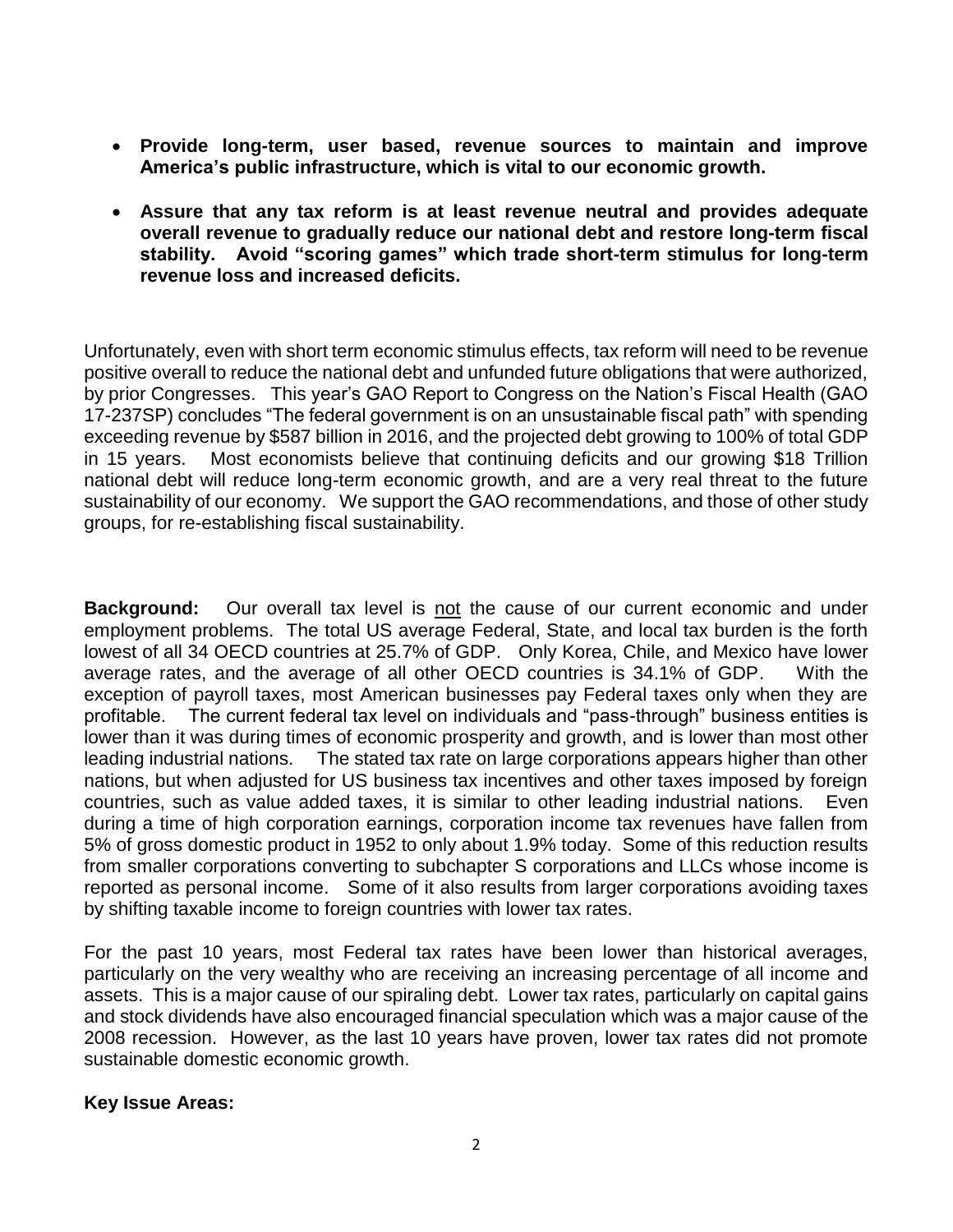- **Provide long-term, user based, revenue sources to maintain and improve America's public infrastructure, which is vital to our economic growth.**

- **Assure that any tax reform is at least revenue neutral and provides adequate overall revenue to gradually reduce our national debt and restore long-term fiscal stability. Avoid "scoring games" which trade short-term stimulus for long-term revenue loss and increased deficits.**

Unfortunately, even with short term economic stimulus effects, tax reform will need to be revenue positive overall to reduce the national debt and unfunded future obligations that were authorized, by prior Congresses. This year's GAO Report to Congress on the Nation's Fiscal Health (GAO 17-237SP) concludes "The federal government is on an unsustainable fiscal path" with spending exceeding revenue by $587 billion in 2016, and the projected debt growing to 100% of total GDP in 15 years. Most economists believe that continuing deficits and our growing $18 Trillion national debt will reduce long-term economic growth, and are a very real threat to the future sustainability of our economy. We support the GAO recommendations, and those of other study groups, for re-establishing fiscal sustainability.

**Background:** Our overall tax level is <u>not</u> the cause of our current economic and under employment problems. The total US average Federal, State, and local tax burden is the forth lowest of all 34 OECD countries at 25.7% of GDP. Only Korea, Chile, and Mexico have lower average rates, and the average of all other OECD countries is 34.1% of GDP. With the exception of payroll taxes, most American businesses pay Federal taxes only when they are profitable. The current federal tax level on individuals and "pass-through" business entities is lower than it was during times of economic prosperity and growth, and is lower than most other leading industrial nations. The stated tax rate on large corporations appears higher than other nations, but when adjusted for US business tax incentives and other taxes imposed by foreign countries, such as value added taxes, it is similar to other leading industrial nations. Even during a time of high corporation earnings, corporation income tax revenues have fallen from 5% of gross domestic product in 1952 to only about 1.9% today. Some of this reduction results from smaller corporations converting to subchapter S corporations and LLCs whose income is reported as personal income. Some of it also results from larger corporations avoiding taxes by shifting taxable income to foreign countries with lower tax rates.

For the past 10 years, most Federal tax rates have been lower than historical averages, particularly on the very wealthy who are receiving an increasing percentage of all income and assets. This is a major cause of our spiraling debt. Lower tax rates, particularly on capital gains and stock dividends have also encouraged financial speculation which was a major cause of the 2008 recession. However, as the last 10 years have proven, lower tax rates did not promote sustainable domestic economic growth.

**Key Issue Areas:**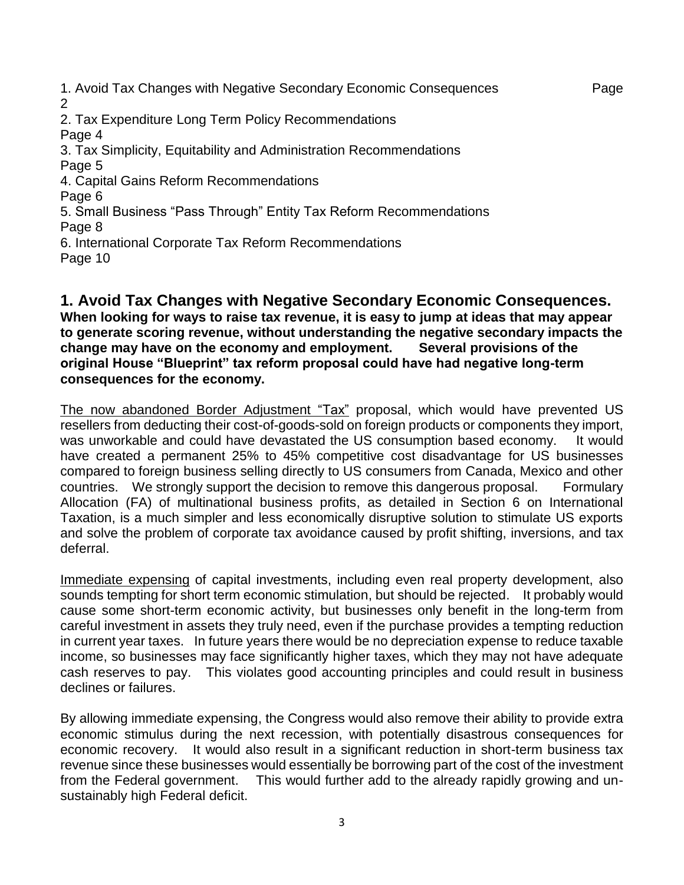1. Avoid Tax Changes with Negative Secondary Economic Consequences Page 2
2. Tax Expenditure Long Term Policy Recommendations Page 4
3. Tax Simplicity, Equitability and Administration Recommendations Page 5
4. Capital Gains Reform Recommendations Page 6
5. Small Business "Pass Through" Entity Tax Reform Recommendations Page 8
6. International Corporate Tax Reform Recommendations Page 10

## 1. Avoid Tax Changes with Negative Secondary Economic Consequences.

**When looking for ways to raise tax revenue, it is easy to jump at ideas that may appear to generate scoring revenue, without understanding the negative secondary impacts the change may have on the economy and employment. Several provisions of the original House "Blueprint" tax reform proposal could have had negative long-term consequences for the economy.**

The now abandoned Border Adjustment "Tax" proposal, which would have prevented US resellers from deducting their cost-of-goods-sold on foreign products or components they import, was unworkable and could have devastated the US consumption based economy. It would have created a permanent 25% to 45% competitive cost disadvantage for US businesses compared to foreign business selling directly to US consumers from Canada, Mexico and other countries. We strongly support the decision to remove this dangerous proposal. Formulary Allocation (FA) of multinational business profits, as detailed in Section 6 on International Taxation, is a much simpler and less economically disruptive solution to stimulate US exports and solve the problem of corporate tax avoidance caused by profit shifting, inversions, and tax deferral.

Immediate expensing of capital investments, including even real property development, also sounds tempting for short term economic stimulation, but should be rejected. It probably would cause some short-term economic activity, but businesses only benefit in the long-term from careful investment in assets they truly need, even if the purchase provides a tempting reduction in current year taxes. In future years there would be no depreciation expense to reduce taxable income, so businesses may face significantly higher taxes, which they may not have adequate cash reserves to pay. This violates good accounting principles and could result in business declines or failures.

By allowing immediate expensing, the Congress would also remove their ability to provide extra economic stimulus during the next recession, with potentially disastrous consequences for economic recovery. It would also result in a significant reduction in short-term business tax revenue since these businesses would essentially be borrowing part of the cost of the investment from the Federal government. This would further add to the already rapidly growing and un-sustainably high Federal deficit.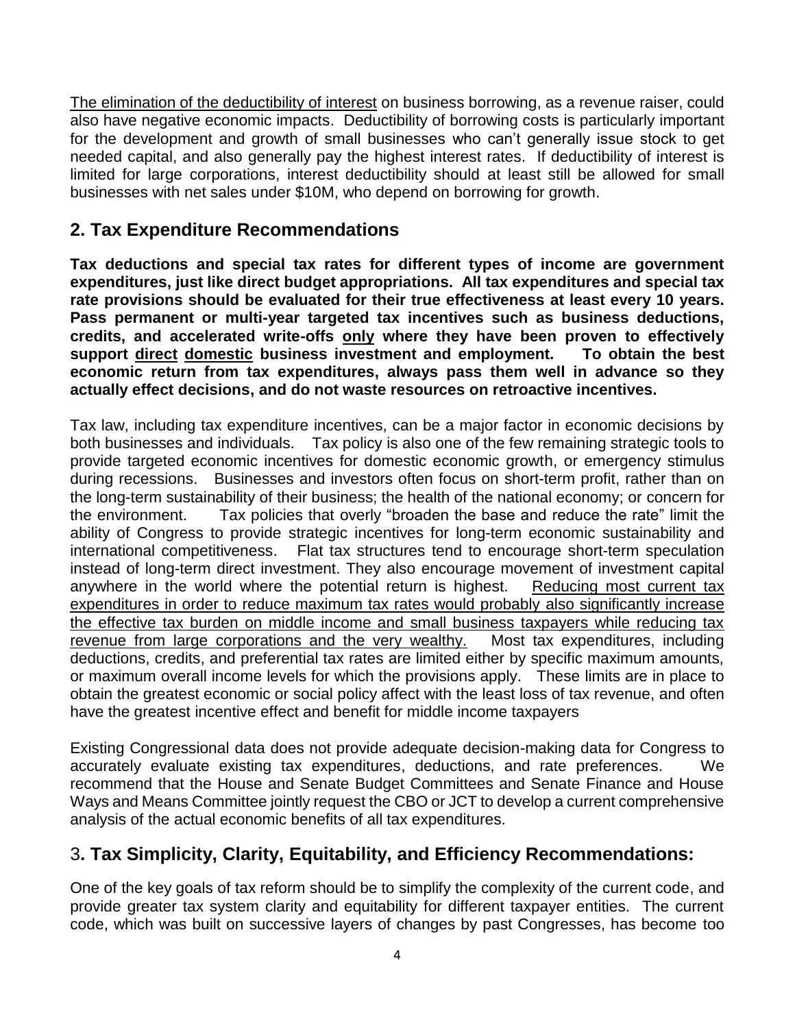<u>The elimination of the deductibility of interest</u> on business borrowing, as a revenue raiser, could also have negative economic impacts. Deductibility of borrowing costs is particularly important for the development and growth of small businesses who can't generally issue stock to get needed capital, and also generally pay the highest interest rates. If deductibility of interest is limited for large corporations, interest deductibility should at least still be allowed for small businesses with net sales under $10M, who depend on borrowing for growth.

## 2. Tax Expenditure Recommendations

**Tax deductions and special tax rates for different types of income are government expenditures, just like direct budget appropriations. All tax expenditures and special tax rate provisions should be evaluated for their true effectiveness at least every 10 years. Pass permanent or multi-year targeted tax incentives such as business deductions, credits, and accelerated write-offs <u>only</u> where they have been proven to effectively support <u>direct</u> <u>domestic</u> business investment and employment. To obtain the best economic return from tax expenditures, always pass them well in advance so they actually effect decisions, and do not waste resources on retroactive incentives.**

Tax law, including tax expenditure incentives, can be a major factor in economic decisions by both businesses and individuals. Tax policy is also one of the few remaining strategic tools to provide targeted economic incentives for domestic economic growth, or emergency stimulus during recessions. Businesses and investors often focus on short-term profit, rather than on the long-term sustainability of their business; the health of the national economy; or concern for the environment. Tax policies that overly "broaden the base and reduce the rate" limit the ability of Congress to provide strategic incentives for long-term economic sustainability and international competitiveness. Flat tax structures tend to encourage short-term speculation instead of long-term direct investment. They also encourage movement of investment capital anywhere in the world where the potential return is highest. <u>Reducing most current tax expenditures in order to reduce maximum tax rates would probably also significantly increase the effective tax burden on middle income and small business taxpayers while reducing tax revenue from large corporations and the very wealthy.</u> Most tax expenditures, including deductions, credits, and preferential tax rates are limited either by specific maximum amounts, or maximum overall income levels for which the provisions apply. These limits are in place to obtain the greatest economic or social policy affect with the least loss of tax revenue, and often have the greatest incentive effect and benefit for middle income taxpayers

Existing Congressional data does not provide adequate decision-making data for Congress to accurately evaluate existing tax expenditures, deductions, and rate preferences. We recommend that the House and Senate Budget Committees and Senate Finance and House Ways and Means Committee jointly request the CBO or JCT to develop a current comprehensive analysis of the actual economic benefits of all tax expenditures.

## 3. Tax Simplicity, Clarity, Equitability, and Efficiency Recommendations:

One of the key goals of tax reform should be to simplify the complexity of the current code, and provide greater tax system clarity and equitability for different taxpayer entities. The current code, which was built on successive layers of changes by past Congresses, has become too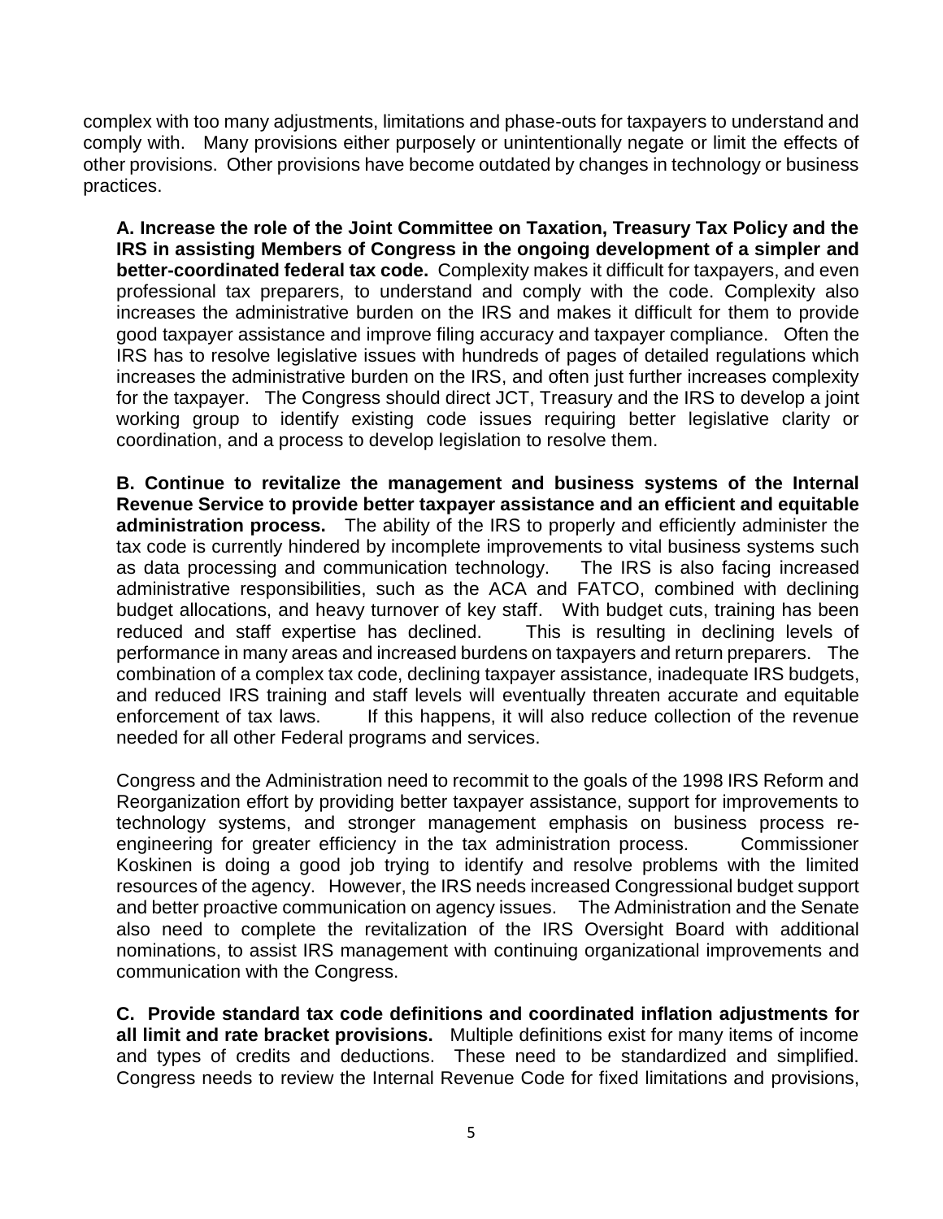complex with too many adjustments, limitations and phase-outs for taxpayers to understand and comply with. Many provisions either purposely or unintentionally negate or limit the effects of other provisions. Other provisions have become outdated by changes in technology or business practices.

**A. Increase the role of the Joint Committee on Taxation, Treasury Tax Policy and the IRS in assisting Members of Congress in the ongoing development of a simpler and better-coordinated federal tax code.** Complexity makes it difficult for taxpayers, and even professional tax preparers, to understand and comply with the code. Complexity also increases the administrative burden on the IRS and makes it difficult for them to provide good taxpayer assistance and improve filing accuracy and taxpayer compliance. Often the IRS has to resolve legislative issues with hundreds of pages of detailed regulations which increases the administrative burden on the IRS, and often just further increases complexity for the taxpayer. The Congress should direct JCT, Treasury and the IRS to develop a joint working group to identify existing code issues requiring better legislative clarity or coordination, and a process to develop legislation to resolve them.

**B. Continue to revitalize the management and business systems of the Internal Revenue Service to provide better taxpayer assistance and an efficient and equitable administration process.** The ability of the IRS to properly and efficiently administer the tax code is currently hindered by incomplete improvements to vital business systems such as data processing and communication technology. The IRS is also facing increased administrative responsibilities, such as the ACA and FATCO, combined with declining budget allocations, and heavy turnover of key staff. With budget cuts, training has been reduced and staff expertise has declined. This is resulting in declining levels of performance in many areas and increased burdens on taxpayers and return preparers. The combination of a complex tax code, declining taxpayer assistance, inadequate IRS budgets, and reduced IRS training and staff levels will eventually threaten accurate and equitable enforcement of tax laws. If this happens, it will also reduce collection of the revenue needed for all other Federal programs and services.

Congress and the Administration need to recommit to the goals of the 1998 IRS Reform and Reorganization effort by providing better taxpayer assistance, support for improvements to technology systems, and stronger management emphasis on business process re-engineering for greater efficiency in the tax administration process. Commissioner Koskinen is doing a good job trying to identify and resolve problems with the limited resources of the agency. However, the IRS needs increased Congressional budget support and better proactive communication on agency issues. The Administration and the Senate also need to complete the revitalization of the IRS Oversight Board with additional nominations, to assist IRS management with continuing organizational improvements and communication with the Congress.

**C. Provide standard tax code definitions and coordinated inflation adjustments for all limit and rate bracket provisions.** Multiple definitions exist for many items of income and types of credits and deductions. These need to be standardized and simplified. Congress needs to review the Internal Revenue Code for fixed limitations and provisions,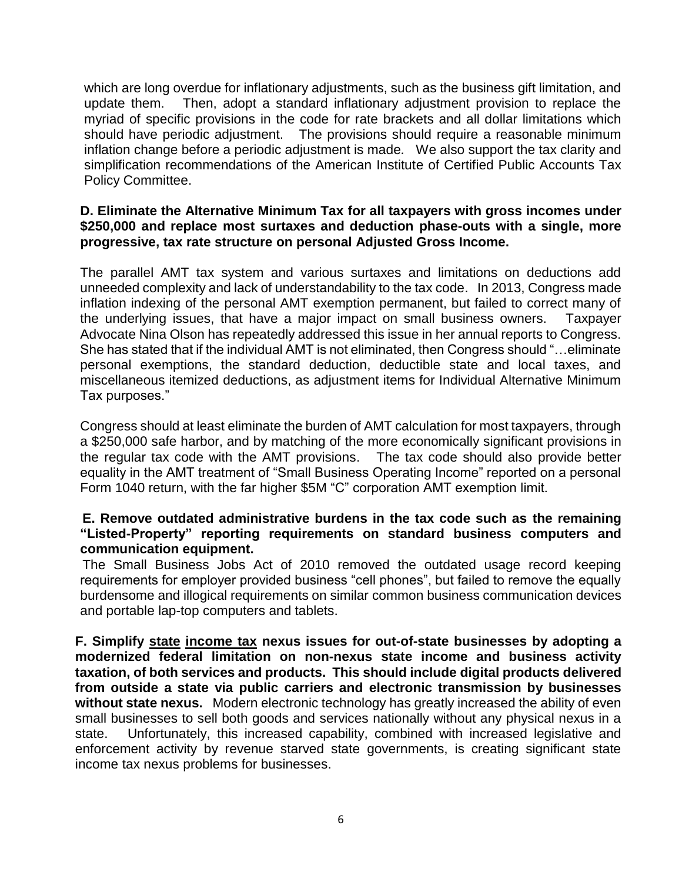which are long overdue for inflationary adjustments, such as the business gift limitation, and update them. Then, adopt a standard inflationary adjustment provision to replace the myriad of specific provisions in the code for rate brackets and all dollar limitations which should have periodic adjustment. The provisions should require a reasonable minimum inflation change before a periodic adjustment is made. We also support the tax clarity and simplification recommendations of the American Institute of Certified Public Accounts Tax Policy Committee.

**D. Eliminate the Alternative Minimum Tax for all taxpayers with gross incomes under $250,000 and replace most surtaxes and deduction phase-outs with a single, more progressive, tax rate structure on personal Adjusted Gross Income.**

The parallel AMT tax system and various surtaxes and limitations on deductions add unneeded complexity and lack of understandability to the tax code. In 2013, Congress made inflation indexing of the personal AMT exemption permanent, but failed to correct many of the underlying issues, that have a major impact on small business owners. Taxpayer Advocate Nina Olson has repeatedly addressed this issue in her annual reports to Congress. She has stated that if the individual AMT is not eliminated, then Congress should "…eliminate personal exemptions, the standard deduction, deductible state and local taxes, and miscellaneous itemized deductions, as adjustment items for Individual Alternative Minimum Tax purposes."

Congress should at least eliminate the burden of AMT calculation for most taxpayers, through a $250,000 safe harbor, and by matching of the more economically significant provisions in the regular tax code with the AMT provisions. The tax code should also provide better equality in the AMT treatment of "Small Business Operating Income" reported on a personal Form 1040 return, with the far higher $5M "C" corporation AMT exemption limit.

**E. Remove outdated administrative burdens in the tax code such as the remaining "Listed-Property" reporting requirements on standard business computers and communication equipment.**

The Small Business Jobs Act of 2010 removed the outdated usage record keeping requirements for employer provided business "cell phones", but failed to remove the equally burdensome and illogical requirements on similar common business communication devices and portable lap-top computers and tablets.

**F. Simplify <u>state</u> <u>income tax</u> nexus issues for out-of-state businesses by adopting a modernized federal limitation on non-nexus state income and business activity taxation, of both services and products. This should include digital products delivered from outside a state via public carriers and electronic transmission by businesses without state nexus.** Modern electronic technology has greatly increased the ability of even small businesses to sell both goods and services nationally without any physical nexus in a state. Unfortunately, this increased capability, combined with increased legislative and enforcement activity by revenue starved state governments, is creating significant state income tax nexus problems for businesses.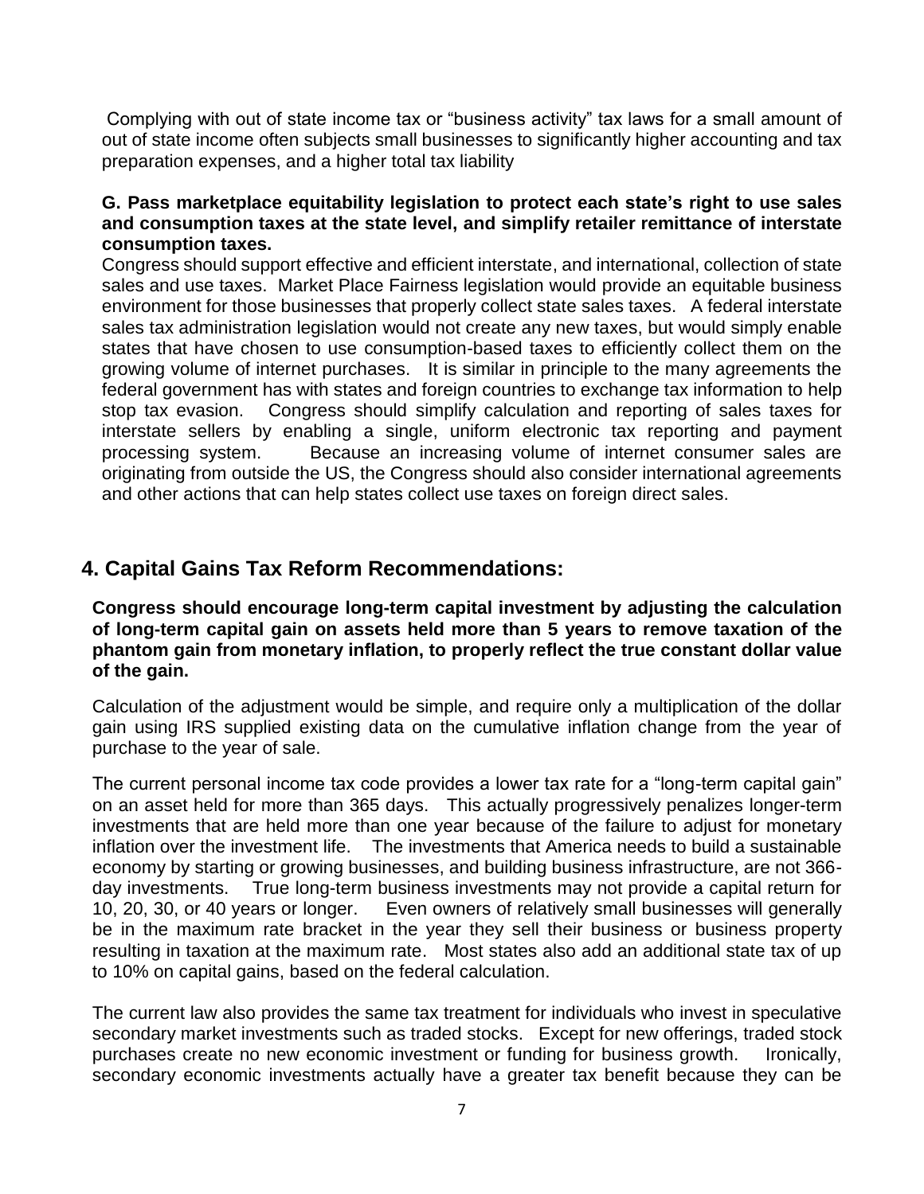Complying with out of state income tax or "business activity" tax laws for a small amount of out of state income often subjects small businesses to significantly higher accounting and tax preparation expenses, and a higher total tax liability

**G. Pass marketplace equitability legislation to protect each state's right to use sales and consumption taxes at the state level, and simplify retailer remittance of interstate consumption taxes.**

Congress should support effective and efficient interstate, and international, collection of state sales and use taxes. Market Place Fairness legislation would provide an equitable business environment for those businesses that properly collect state sales taxes. A federal interstate sales tax administration legislation would not create any new taxes, but would simply enable states that have chosen to use consumption-based taxes to efficiently collect them on the growing volume of internet purchases. It is similar in principle to the many agreements the federal government has with states and foreign countries to exchange tax information to help stop tax evasion. Congress should simplify calculation and reporting of sales taxes for interstate sellers by enabling a single, uniform electronic tax reporting and payment processing system. Because an increasing volume of internet consumer sales are originating from outside the US, the Congress should also consider international agreements and other actions that can help states collect use taxes on foreign direct sales.

## 4. Capital Gains Tax Reform Recommendations:

**Congress should encourage long-term capital investment by adjusting the calculation of long-term capital gain on assets held more than 5 years to remove taxation of the phantom gain from monetary inflation, to properly reflect the true constant dollar value of the gain.**

Calculation of the adjustment would be simple, and require only a multiplication of the dollar gain using IRS supplied existing data on the cumulative inflation change from the year of purchase to the year of sale.

The current personal income tax code provides a lower tax rate for a "long-term capital gain" on an asset held for more than 365 days. This actually progressively penalizes longer-term investments that are held more than one year because of the failure to adjust for monetary inflation over the investment life. The investments that America needs to build a sustainable economy by starting or growing businesses, and building business infrastructure, are not 366-day investments. True long-term business investments may not provide a capital return for 10, 20, 30, or 40 years or longer. Even owners of relatively small businesses will generally be in the maximum rate bracket in the year they sell their business or business property resulting in taxation at the maximum rate. Most states also add an additional state tax of up to 10% on capital gains, based on the federal calculation.

The current law also provides the same tax treatment for individuals who invest in speculative secondary market investments such as traded stocks. Except for new offerings, traded stock purchases create no new economic investment or funding for business growth. Ironically, secondary economic investments actually have a greater tax benefit because they can be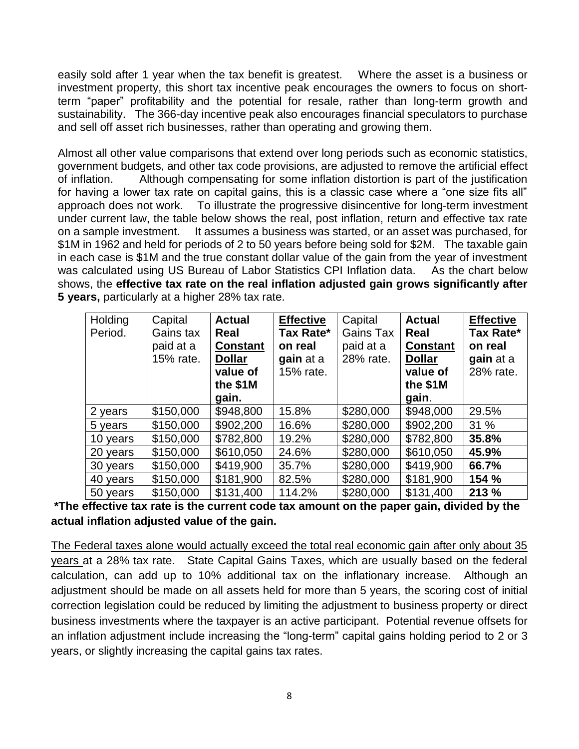easily sold after 1 year when the tax benefit is greatest. Where the asset is a business or investment property, this short tax incentive peak encourages the owners to focus on short-term "paper" profitability and the potential for resale, rather than long-term growth and sustainability. The 366-day incentive peak also encourages financial speculators to purchase and sell off asset rich businesses, rather than operating and growing them.

Almost all other value comparisons that extend over long periods such as economic statistics, government budgets, and other tax code provisions, are adjusted to remove the artificial effect of inflation. Although compensating for some inflation distortion is part of the justification for having a lower tax rate on capital gains, this is a classic case where a "one size fits all" approach does not work. To illustrate the progressive disincentive for long-term investment under current law, the table below shows the real, post inflation, return and effective tax rate on a sample investment. It assumes a business was started, or an asset was purchased, for \$1M in 1962 and held for periods of 2 to 50 years before being sold for \$2M. The taxable gain in each case is \$1M and the true constant dollar value of the gain from the year of investment was calculated using US Bureau of Labor Statistics CPI Inflation data. As the chart below shows, the **effective tax rate on the real inflation adjusted gain grows significantly after 5 years,** particularly at a higher 28% tax rate.

| Holding Period. | Capital Gains tax paid at a 15% rate. | **Actual Real <u>Constant Dollar</u> value of the \$1M gain.** | **<u>Effective</u> Tax Rate* on real gain** at a 15% rate. | Capital Gains Tax paid at a 28% rate. | **Actual Real <u>Constant Dollar</u> value of the \$1M gain**. | **<u>Effective</u> Tax Rate* on real gain** at a 28% rate. |
|---|---|---|---|---|---|---|
| 2 years | \$150,000 | \$948,800 | 15.8% | \$280,000 | \$948,000 | 29.5% |
| 5 years | \$150,000 | \$902,200 | 16.6% | \$280,000 | \$902,200 | 31 % |
| 10 years | \$150,000 | \$782,800 | 19.2% | \$280,000 | \$782,800 | **35.8%** |
| 20 years | \$150,000 | \$610,050 | 24.6% | \$280,000 | \$610,050 | **45.9%** |
| 30 years | \$150,000 | \$419,900 | 35.7% | \$280,000 | \$419,900 | **66.7%** |
| 40 years | \$150,000 | \$181,900 | 82.5% | \$280,000 | \$181,900 | **154 %** |
| 50 years | \$150,000 | \$131,400 | 114.2% | \$280,000 | \$131,400 | **213 %** |

**\*The effective tax rate is the current code tax amount on the paper gain, divided by the actual inflation adjusted value of the gain.**

<u>The Federal taxes alone would actually exceed the total real economic gain after only about 35 years</u> at a 28% tax rate. State Capital Gains Taxes, which are usually based on the federal calculation, can add up to 10% additional tax on the inflationary increase. Although an adjustment should be made on all assets held for more than 5 years, the scoring cost of initial correction legislation could be reduced by limiting the adjustment to business property or direct business investments where the taxpayer is an active participant. Potential revenue offsets for an inflation adjustment include increasing the "long-term" capital gains holding period to 2 or 3 years, or slightly increasing the capital gains tax rates.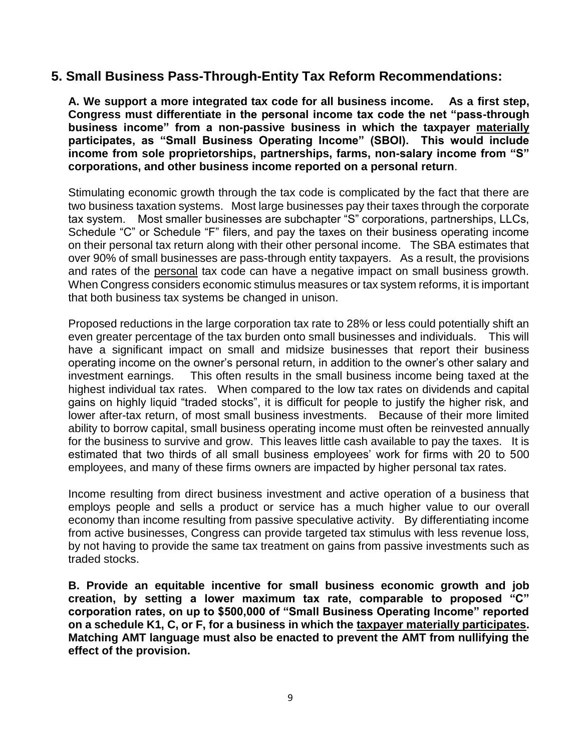## 5. Small Business Pass-Through-Entity Tax Reform Recommendations:

**A. We support a more integrated tax code for all business income. As a first step, Congress must differentiate in the personal income tax code the net "pass-through business income" from a non-passive business in which the taxpayer materially participates, as "Small Business Operating Income" (SBOI). This would include income from sole proprietorships, partnerships, farms, non-salary income from "S" corporations, and other business income reported on a personal return**.

Stimulating economic growth through the tax code is complicated by the fact that there are two business taxation systems. Most large businesses pay their taxes through the corporate tax system. Most smaller businesses are subchapter "S" corporations, partnerships, LLCs, Schedule "C" or Schedule "F" filers, and pay the taxes on their business operating income on their personal tax return along with their other personal income. The SBA estimates that over 90% of small businesses are pass-through entity taxpayers. As a result, the provisions and rates of the personal tax code can have a negative impact on small business growth. When Congress considers economic stimulus measures or tax system reforms, it is important that both business tax systems be changed in unison.

Proposed reductions in the large corporation tax rate to 28% or less could potentially shift an even greater percentage of the tax burden onto small businesses and individuals. This will have a significant impact on small and midsize businesses that report their business operating income on the owner's personal return, in addition to the owner's other salary and investment earnings. This often results in the small business income being taxed at the highest individual tax rates. When compared to the low tax rates on dividends and capital gains on highly liquid "traded stocks", it is difficult for people to justify the higher risk, and lower after-tax return, of most small business investments. Because of their more limited ability to borrow capital, small business operating income must often be reinvested annually for the business to survive and grow. This leaves little cash available to pay the taxes. It is estimated that two thirds of all small business employees' work for firms with 20 to 500 employees, and many of these firms owners are impacted by higher personal tax rates.

Income resulting from direct business investment and active operation of a business that employs people and sells a product or service has a much higher value to our overall economy than income resulting from passive speculative activity. By differentiating income from active businesses, Congress can provide targeted tax stimulus with less revenue loss, by not having to provide the same tax treatment on gains from passive investments such as traded stocks.

**B. Provide an equitable incentive for small business economic growth and job creation, by setting a lower maximum tax rate, comparable to proposed "C" corporation rates, on up to $500,000 of "Small Business Operating Income" reported on a schedule K1, C, or F, for a business in which the taxpayer materially participates. Matching AMT language must also be enacted to prevent the AMT from nullifying the effect of the provision.**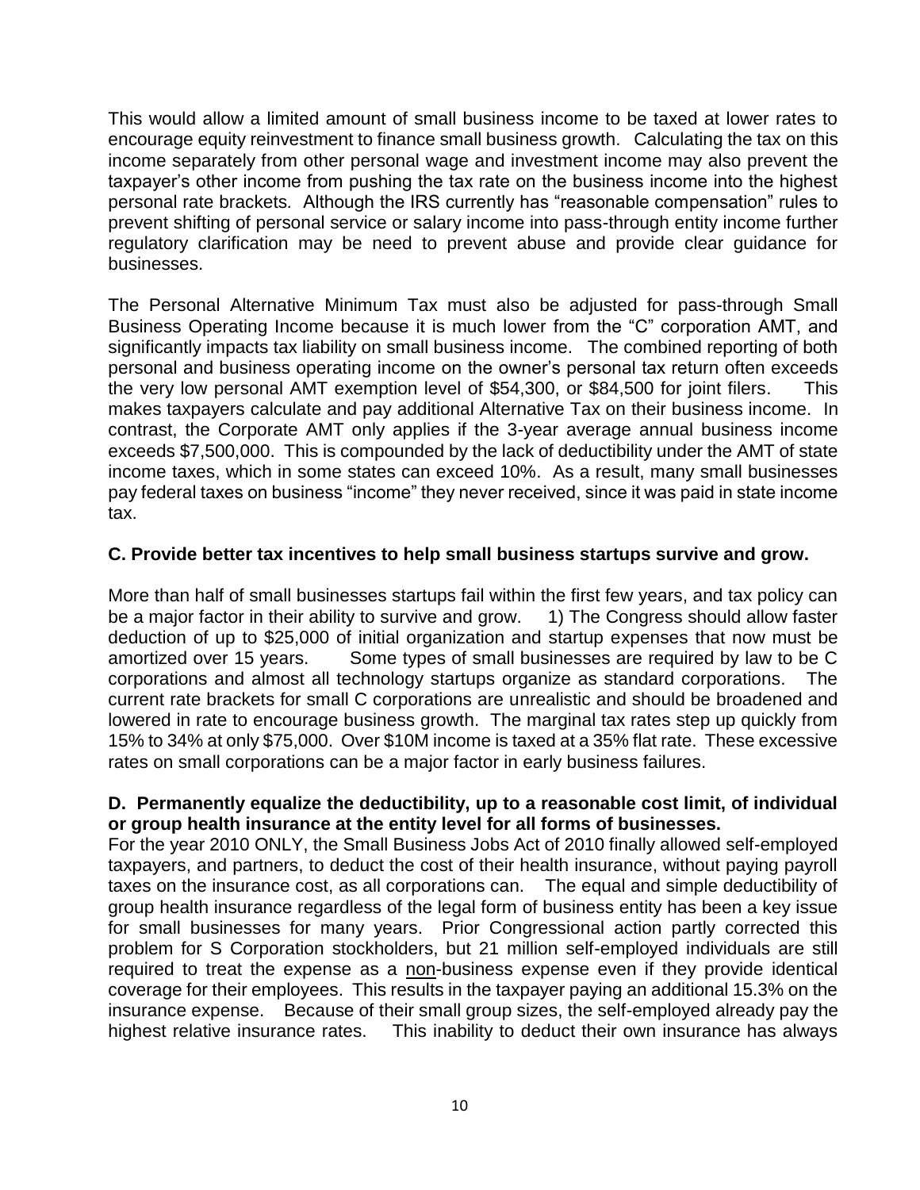This would allow a limited amount of small business income to be taxed at lower rates to encourage equity reinvestment to finance small business growth. Calculating the tax on this income separately from other personal wage and investment income may also prevent the taxpayer's other income from pushing the tax rate on the business income into the highest personal rate brackets. Although the IRS currently has "reasonable compensation" rules to prevent shifting of personal service or salary income into pass-through entity income further regulatory clarification may be need to prevent abuse and provide clear guidance for businesses.

The Personal Alternative Minimum Tax must also be adjusted for pass-through Small Business Operating Income because it is much lower from the "C" corporation AMT, and significantly impacts tax liability on small business income. The combined reporting of both personal and business operating income on the owner's personal tax return often exceeds the very low personal AMT exemption level of $54,300, or $84,500 for joint filers. This makes taxpayers calculate and pay additional Alternative Tax on their business income. In contrast, the Corporate AMT only applies if the 3-year average annual business income exceeds $7,500,000. This is compounded by the lack of deductibility under the AMT of state income taxes, which in some states can exceed 10%. As a result, many small businesses pay federal taxes on business "income" they never received, since it was paid in state income tax.

**C. Provide better tax incentives to help small business startups survive and grow.**

More than half of small businesses startups fail within the first few years, and tax policy can be a major factor in their ability to survive and grow. 1) The Congress should allow faster deduction of up to $25,000 of initial organization and startup expenses that now must be amortized over 15 years. Some types of small businesses are required by law to be C corporations and almost all technology startups organize as standard corporations. The current rate brackets for small C corporations are unrealistic and should be broadened and lowered in rate to encourage business growth. The marginal tax rates step up quickly from 15% to 34% at only $75,000. Over $10M income is taxed at a 35% flat rate. These excessive rates on small corporations can be a major factor in early business failures.

**D. Permanently equalize the deductibility, up to a reasonable cost limit, of individual or group health insurance at the entity level for all forms of businesses.**

For the year 2010 ONLY, the Small Business Jobs Act of 2010 finally allowed self-employed taxpayers, and partners, to deduct the cost of their health insurance, without paying payroll taxes on the insurance cost, as all corporations can. The equal and simple deductibility of group health insurance regardless of the legal form of business entity has been a key issue for small businesses for many years. Prior Congressional action partly corrected this problem for S Corporation stockholders, but 21 million self-employed individuals are still required to treat the expense as a non-business expense even if they provide identical coverage for their employees. This results in the taxpayer paying an additional 15.3% on the insurance expense. Because of their small group sizes, the self-employed already pay the highest relative insurance rates. This inability to deduct their own insurance has always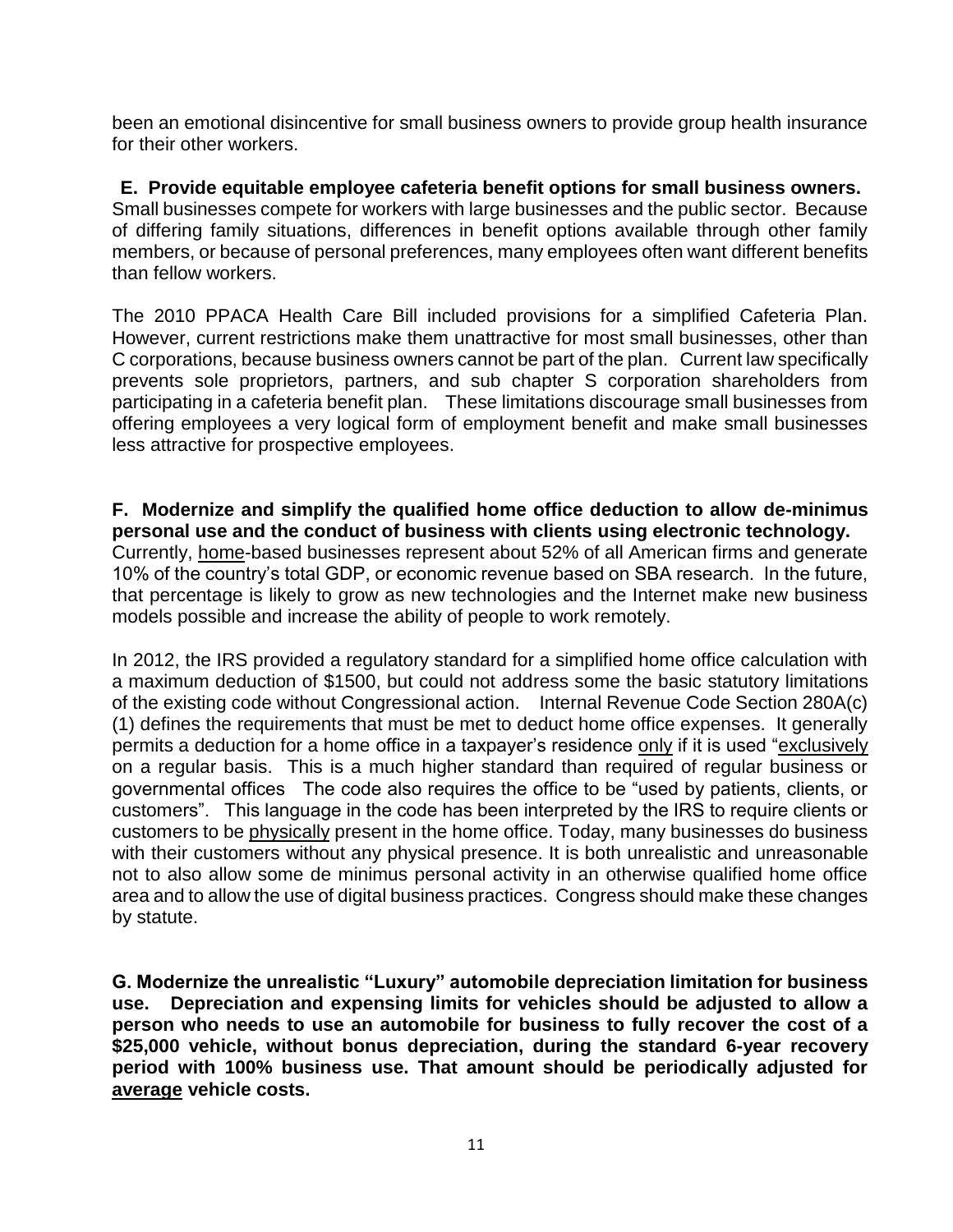been an emotional disincentive for small business owners to provide group health insurance for their other workers.

**E. Provide equitable employee cafeteria benefit options for small business owners.** Small businesses compete for workers with large businesses and the public sector. Because of differing family situations, differences in benefit options available through other family members, or because of personal preferences, many employees often want different benefits than fellow workers.

The 2010 PPACA Health Care Bill included provisions for a simplified Cafeteria Plan. However, current restrictions make them unattractive for most small businesses, other than C corporations, because business owners cannot be part of the plan. Current law specifically prevents sole proprietors, partners, and sub chapter S corporation shareholders from participating in a cafeteria benefit plan. These limitations discourage small businesses from offering employees a very logical form of employment benefit and make small businesses less attractive for prospective employees.

**F. Modernize and simplify the qualified home office deduction to allow de-minimus personal use and the conduct of business with clients using electronic technology.** Currently, <u>home</u>-based businesses represent about 52% of all American firms and generate 10% of the country's total GDP, or economic revenue based on SBA research. In the future, that percentage is likely to grow as new technologies and the Internet make new business models possible and increase the ability of people to work remotely.

In 2012, the IRS provided a regulatory standard for a simplified home office calculation with a maximum deduction of $1500, but could not address some the basic statutory limitations of the existing code without Congressional action. Internal Revenue Code Section 280A(c)(1) defines the requirements that must be met to deduct home office expenses. It generally permits a deduction for a home office in a taxpayer's residence <u>only</u> if it is used "<u>exclusively</u> on a regular basis. This is a much higher standard than required of regular business or governmental offices The code also requires the office to be "used by patients, clients, or customers". This language in the code has been interpreted by the IRS to require clients or customers to be <u>physically</u> present in the home office. Today, many businesses do business with their customers without any physical presence. It is both unrealistic and unreasonable not to also allow some de minimus personal activity in an otherwise qualified home office area and to allow the use of digital business practices. Congress should make these changes by statute.

**G. Modernize the unrealistic "Luxury" automobile depreciation limitation for business use. Depreciation and expensing limits for vehicles should be adjusted to allow a person who needs to use an automobile for business to fully recover the cost of a $25,000 vehicle, without bonus depreciation, during the standard 6-year recovery period with 100% business use. That amount should be periodically adjusted for <u>average</u> vehicle costs.**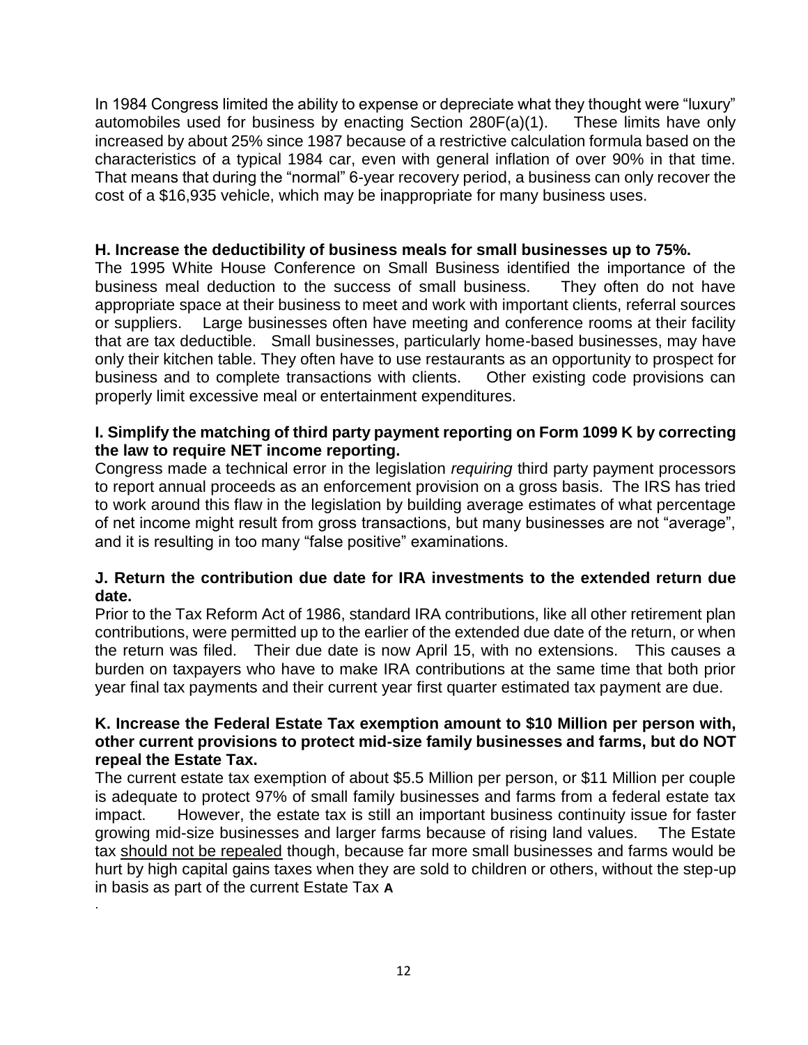In 1984 Congress limited the ability to expense or depreciate what they thought were "luxury" automobiles used for business by enacting Section 280F(a)(1). These limits have only increased by about 25% since 1987 because of a restrictive calculation formula based on the characteristics of a typical 1984 car, even with general inflation of over 90% in that time. That means that during the "normal" 6-year recovery period, a business can only recover the cost of a $16,935 vehicle, which may be inappropriate for many business uses.

**H. Increase the deductibility of business meals for small businesses up to 75%.**

The 1995 White House Conference on Small Business identified the importance of the business meal deduction to the success of small business. They often do not have appropriate space at their business to meet and work with important clients, referral sources or suppliers. Large businesses often have meeting and conference rooms at their facility that are tax deductible. Small businesses, particularly home-based businesses, may have only their kitchen table. They often have to use restaurants as an opportunity to prospect for business and to complete transactions with clients. Other existing code provisions can properly limit excessive meal or entertainment expenditures.

**I. Simplify the matching of third party payment reporting on Form 1099 K by correcting the law to require NET income reporting.**

Congress made a technical error in the legislation *requiring* third party payment processors to report annual proceeds as an enforcement provision on a gross basis. The IRS has tried to work around this flaw in the legislation by building average estimates of what percentage of net income might result from gross transactions, but many businesses are not "average", and it is resulting in too many "false positive" examinations.

**J. Return the contribution due date for IRA investments to the extended return due date.**

Prior to the Tax Reform Act of 1986, standard IRA contributions, like all other retirement plan contributions, were permitted up to the earlier of the extended due date of the return, or when the return was filed. Their due date is now April 15, with no extensions. This causes a burden on taxpayers who have to make IRA contributions at the same time that both prior year final tax payments and their current year first quarter estimated tax payment are due.

**K. Increase the Federal Estate Tax exemption amount to $10 Million per person with, other current provisions to protect mid-size family businesses and farms, but do NOT repeal the Estate Tax.**

The current estate tax exemption of about $5.5 Million per person, or $11 Million per couple is adequate to protect 97% of small family businesses and farms from a federal estate tax impact. However, the estate tax is still an important business continuity issue for faster growing mid-size businesses and larger farms because of rising land values. The Estate tax <u>should not be repealed</u> though, because far more small businesses and farms would be hurt by high capital gains taxes when they are sold to children or others, without the step-up in basis as part of the current Estate Tax **A**

.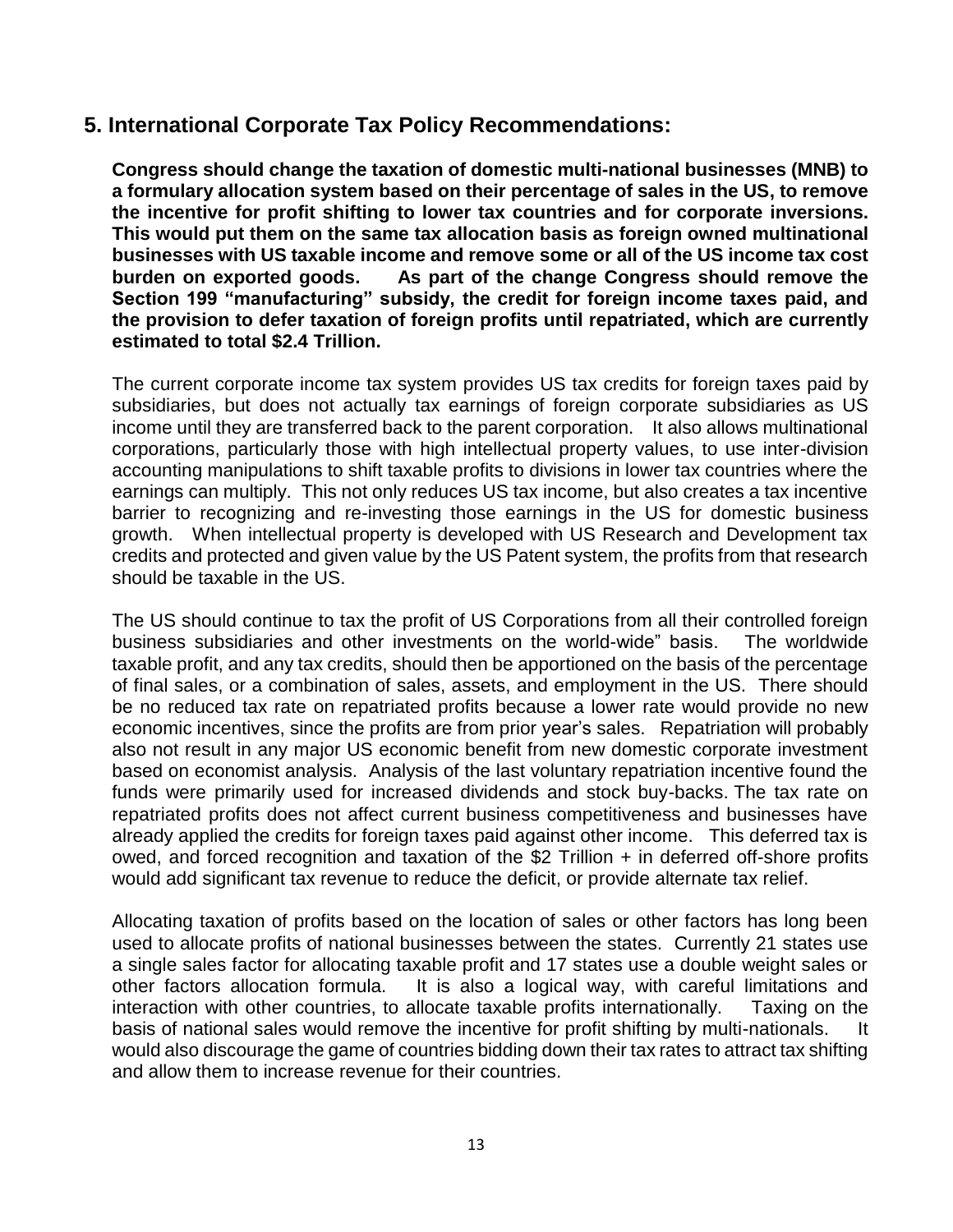## 5. International Corporate Tax Policy Recommendations:

**Congress should change the taxation of domestic multi-national businesses (MNB) to a formulary allocation system based on their percentage of sales in the US, to remove the incentive for profit shifting to lower tax countries and for corporate inversions. This would put them on the same tax allocation basis as foreign owned multinational businesses with US taxable income and remove some or all of the US income tax cost burden on exported goods. As part of the change Congress should remove the Section 199 "manufacturing" subsidy, the credit for foreign income taxes paid, and the provision to defer taxation of foreign profits until repatriated, which are currently estimated to total $2.4 Trillion.**

The current corporate income tax system provides US tax credits for foreign taxes paid by subsidiaries, but does not actually tax earnings of foreign corporate subsidiaries as US income until they are transferred back to the parent corporation. It also allows multinational corporations, particularly those with high intellectual property values, to use inter-division accounting manipulations to shift taxable profits to divisions in lower tax countries where the earnings can multiply. This not only reduces US tax income, but also creates a tax incentive barrier to recognizing and re-investing those earnings in the US for domestic business growth. When intellectual property is developed with US Research and Development tax credits and protected and given value by the US Patent system, the profits from that research should be taxable in the US.

The US should continue to tax the profit of US Corporations from all their controlled foreign business subsidiaries and other investments on the world-wide" basis. The worldwide taxable profit, and any tax credits, should then be apportioned on the basis of the percentage of final sales, or a combination of sales, assets, and employment in the US. There should be no reduced tax rate on repatriated profits because a lower rate would provide no new economic incentives, since the profits are from prior year's sales. Repatriation will probably also not result in any major US economic benefit from new domestic corporate investment based on economist analysis. Analysis of the last voluntary repatriation incentive found the funds were primarily used for increased dividends and stock buy-backs. The tax rate on repatriated profits does not affect current business competitiveness and businesses have already applied the credits for foreign taxes paid against other income. This deferred tax is owed, and forced recognition and taxation of the $2 Trillion + in deferred off-shore profits would add significant tax revenue to reduce the deficit, or provide alternate tax relief.

Allocating taxation of profits based on the location of sales or other factors has long been used to allocate profits of national businesses between the states. Currently 21 states use a single sales factor for allocating taxable profit and 17 states use a double weight sales or other factors allocation formula. It is also a logical way, with careful limitations and interaction with other countries, to allocate taxable profits internationally. Taxing on the basis of national sales would remove the incentive for profit shifting by multi-nationals. It would also discourage the game of countries bidding down their tax rates to attract tax shifting and allow them to increase revenue for their countries.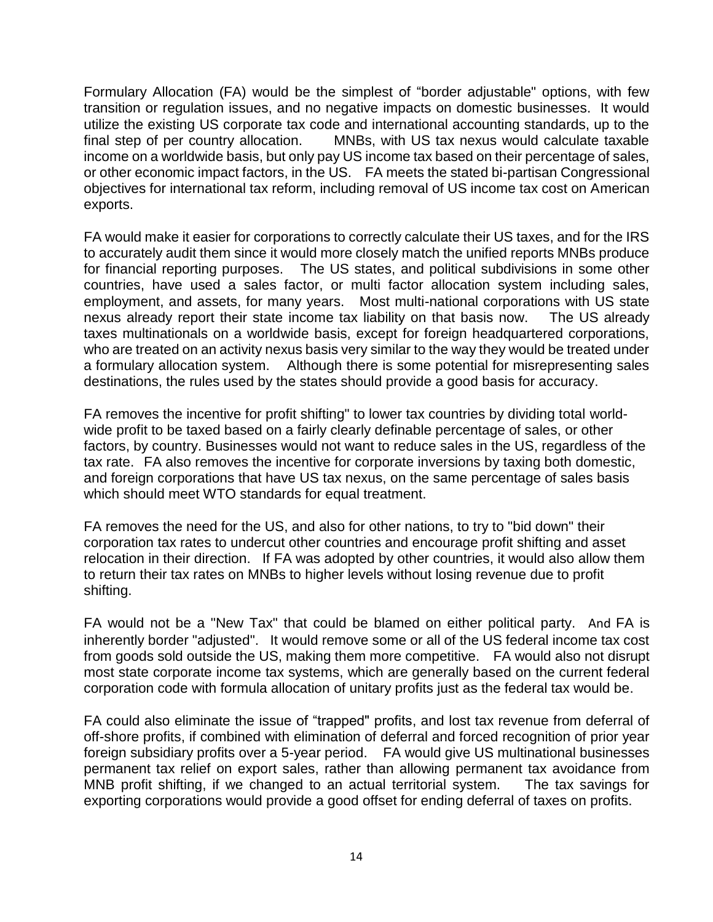Formulary Allocation (FA) would be the simplest of "border adjustable" options, with few transition or regulation issues, and no negative impacts on domestic businesses. It would utilize the existing US corporate tax code and international accounting standards, up to the final step of per country allocation. MNBs, with US tax nexus would calculate taxable income on a worldwide basis, but only pay US income tax based on their percentage of sales, or other economic impact factors, in the US. FA meets the stated bi-partisan Congressional objectives for international tax reform, including removal of US income tax cost on American exports.

FA would make it easier for corporations to correctly calculate their US taxes, and for the IRS to accurately audit them since it would more closely match the unified reports MNBs produce for financial reporting purposes. The US states, and political subdivisions in some other countries, have used a sales factor, or multi factor allocation system including sales, employment, and assets, for many years. Most multi-national corporations with US state nexus already report their state income tax liability on that basis now. The US already taxes multinationals on a worldwide basis, except for foreign headquartered corporations, who are treated on an activity nexus basis very similar to the way they would be treated under a formulary allocation system. Although there is some potential for misrepresenting sales destinations, the rules used by the states should provide a good basis for accuracy.

FA removes the incentive for profit shifting" to lower tax countries by dividing total world-wide profit to be taxed based on a fairly clearly definable percentage of sales, or other factors, by country. Businesses would not want to reduce sales in the US, regardless of the tax rate. FA also removes the incentive for corporate inversions by taxing both domestic, and foreign corporations that have US tax nexus, on the same percentage of sales basis which should meet WTO standards for equal treatment.

FA removes the need for the US, and also for other nations, to try to "bid down" their corporation tax rates to undercut other countries and encourage profit shifting and asset relocation in their direction. If FA was adopted by other countries, it would also allow them to return their tax rates on MNBs to higher levels without losing revenue due to profit shifting.

FA would not be a "New Tax" that could be blamed on either political party. And FA is inherently border "adjusted". It would remove some or all of the US federal income tax cost from goods sold outside the US, making them more competitive. FA would also not disrupt most state corporate income tax systems, which are generally based on the current federal corporation code with formula allocation of unitary profits just as the federal tax would be.

FA could also eliminate the issue of "trapped" profits, and lost tax revenue from deferral of off-shore profits, if combined with elimination of deferral and forced recognition of prior year foreign subsidiary profits over a 5-year period. FA would give US multinational businesses permanent tax relief on export sales, rather than allowing permanent tax avoidance from MNB profit shifting, if we changed to an actual territorial system. The tax savings for exporting corporations would provide a good offset for ending deferral of taxes on profits.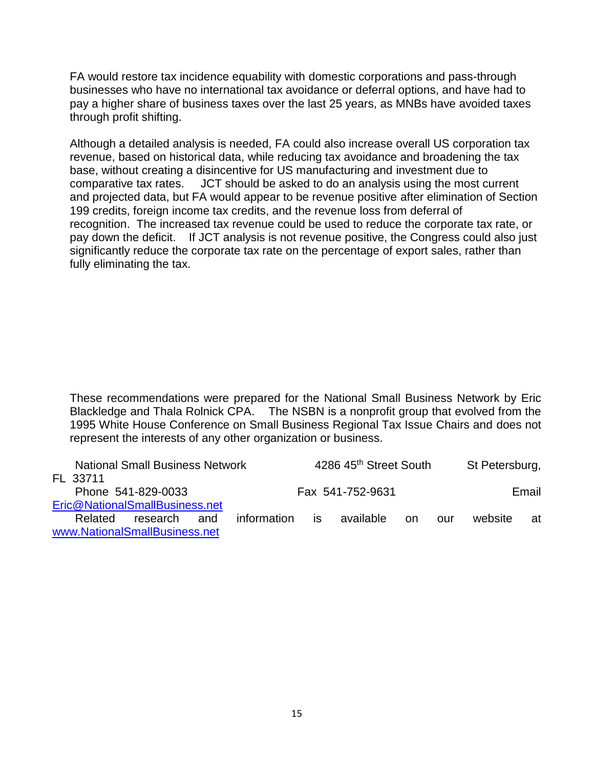FA would restore tax incidence equability with domestic corporations and pass-through businesses who have no international tax avoidance or deferral options, and have had to pay a higher share of business taxes over the last 25 years, as MNBs have avoided taxes through profit shifting.

Although a detailed analysis is needed, FA could also increase overall US corporation tax revenue, based on historical data, while reducing tax avoidance and broadening the tax base, without creating a disincentive for US manufacturing and investment due to comparative tax rates. JCT should be asked to do an analysis using the most current and projected data, but FA would appear to be revenue positive after elimination of Section 199 credits, foreign income tax credits, and the revenue loss from deferral of recognition. The increased tax revenue could be used to reduce the corporate tax rate, or pay down the deficit. If JCT analysis is not revenue positive, the Congress could also just significantly reduce the corporate tax rate on the percentage of export sales, rather than fully eliminating the tax.

These recommendations were prepared for the National Small Business Network by Eric Blackledge and Thala Rolnick CPA. The NSBN is a nonprofit group that evolved from the 1995 White House Conference on Small Business Regional Tax Issue Chairs and does not represent the interests of any other organization or business.

National Small Business Network 4286 45th Street South St Petersburg, FL 33711
Phone 541-829-0033 Fax 541-752-9631 Email Eric@NationalSmallBusiness.net
Related research and information is available on our website at www.NationalSmallBusiness.net